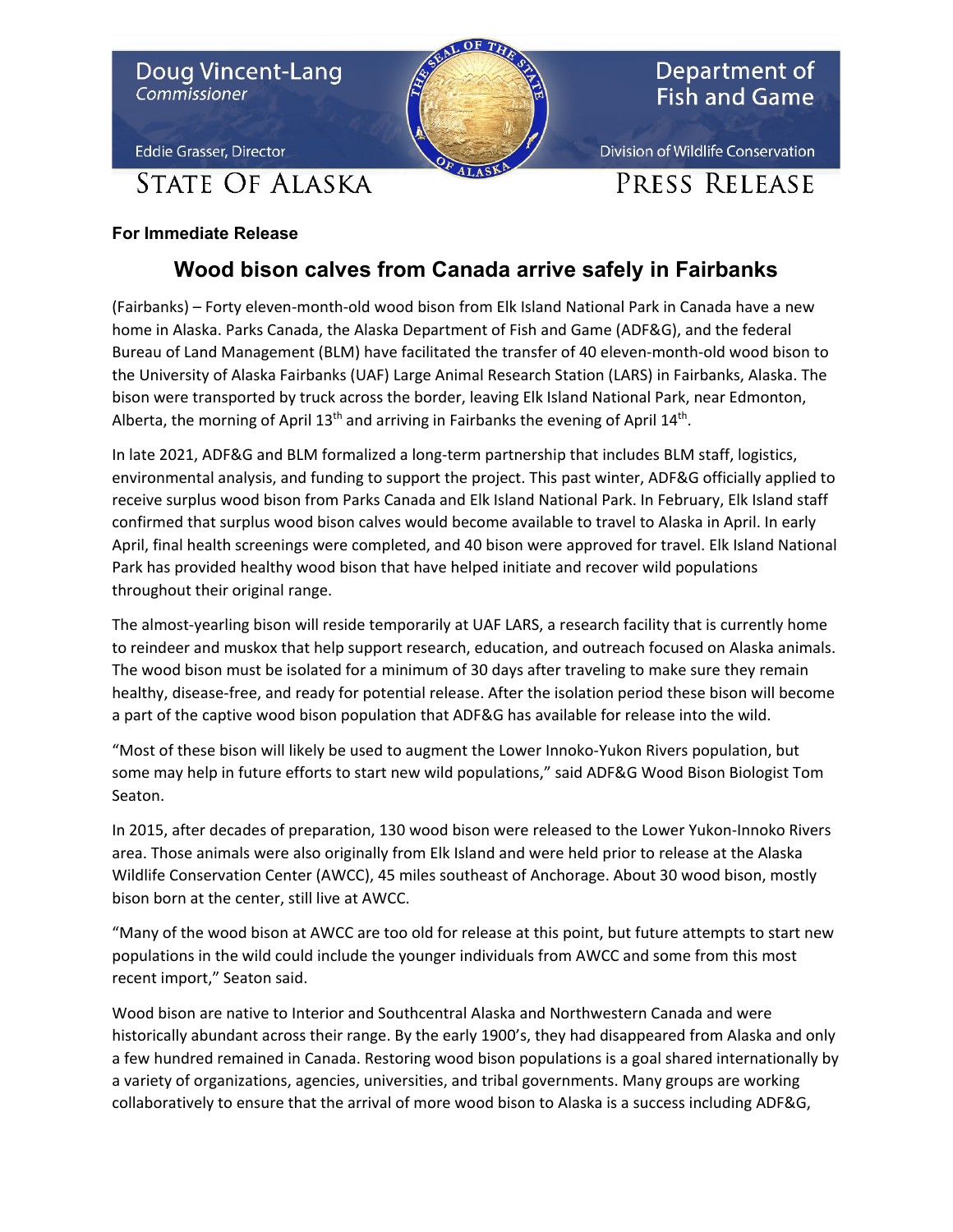Doug Vincent-Lang
*Commissioner*

Eddie Grasser, Director

STATE OF ALASKA

Department of Fish and Game

Division of Wildlife Conservation

PRESS RELEASE

**For Immediate Release**

# Wood bison calves from Canada arrive safely in Fairbanks

(Fairbanks) – Forty eleven-month-old wood bison from Elk Island National Park in Canada have a new home in Alaska. Parks Canada, the Alaska Department of Fish and Game (ADF&G), and the federal Bureau of Land Management (BLM) have facilitated the transfer of 40 eleven-month-old wood bison to the University of Alaska Fairbanks (UAF) Large Animal Research Station (LARS) in Fairbanks, Alaska. The bison were transported by truck across the border, leaving Elk Island National Park, near Edmonton, Alberta, the morning of April 13th and arriving in Fairbanks the evening of April 14th.

In late 2021, ADF&G and BLM formalized a long-term partnership that includes BLM staff, logistics, environmental analysis, and funding to support the project. This past winter, ADF&G officially applied to receive surplus wood bison from Parks Canada and Elk Island National Park. In February, Elk Island staff confirmed that surplus wood bison calves would become available to travel to Alaska in April. In early April, final health screenings were completed, and 40 bison were approved for travel. Elk Island National Park has provided healthy wood bison that have helped initiate and recover wild populations throughout their original range.

The almost-yearling bison will reside temporarily at UAF LARS, a research facility that is currently home to reindeer and muskox that help support research, education, and outreach focused on Alaska animals. The wood bison must be isolated for a minimum of 30 days after traveling to make sure they remain healthy, disease-free, and ready for potential release. After the isolation period these bison will become a part of the captive wood bison population that ADF&G has available for release into the wild.

"Most of these bison will likely be used to augment the Lower Innoko-Yukon Rivers population, but some may help in future efforts to start new wild populations," said ADF&G Wood Bison Biologist Tom Seaton.

In 2015, after decades of preparation, 130 wood bison were released to the Lower Yukon-Innoko Rivers area. Those animals were also originally from Elk Island and were held prior to release at the Alaska Wildlife Conservation Center (AWCC), 45 miles southeast of Anchorage. About 30 wood bison, mostly bison born at the center, still live at AWCC.

"Many of the wood bison at AWCC are too old for release at this point, but future attempts to start new populations in the wild could include the younger individuals from AWCC and some from this most recent import," Seaton said.

Wood bison are native to Interior and Southcentral Alaska and Northwestern Canada and were historically abundant across their range. By the early 1900's, they had disappeared from Alaska and only a few hundred remained in Canada. Restoring wood bison populations is a goal shared internationally by a variety of organizations, agencies, universities, and tribal governments. Many groups are working collaboratively to ensure that the arrival of more wood bison to Alaska is a success including ADF&G,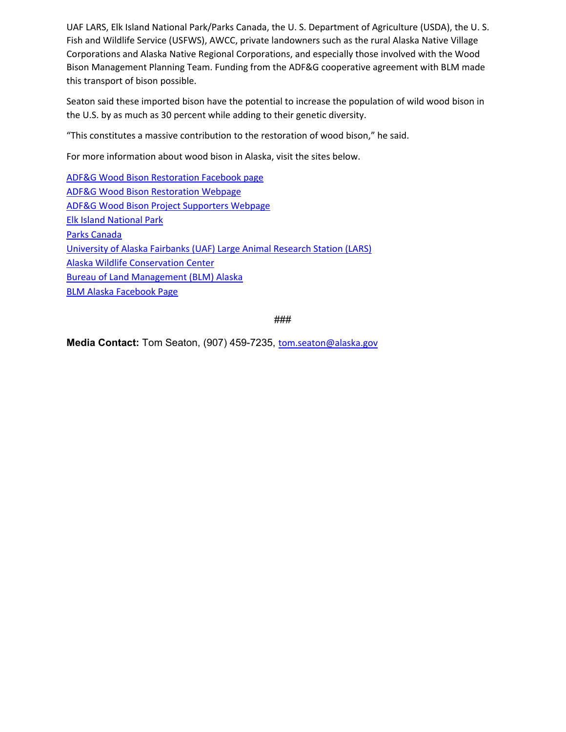UAF LARS, Elk Island National Park/Parks Canada, the U. S. Department of Agriculture (USDA), the U. S. Fish and Wildlife Service (USFWS), AWCC, private landowners such as the rural Alaska Native Village Corporations and Alaska Native Regional Corporations, and especially those involved with the Wood Bison Management Planning Team. Funding from the ADF&G cooperative agreement with BLM made this transport of bison possible.

Seaton said these imported bison have the potential to increase the population of wild wood bison in the U.S. by as much as 30 percent while adding to their genetic diversity.

"This constitutes a massive contribution to the restoration of wood bison," he said.

For more information about wood bison in Alaska, visit the sites below.

ADF&G Wood Bison Restoration Facebook page
ADF&G Wood Bison Restoration Webpage
ADF&G Wood Bison Project Supporters Webpage
Elk Island National Park
Parks Canada
University of Alaska Fairbanks (UAF) Large Animal Research Station (LARS)
Alaska Wildlife Conservation Center
Bureau of Land Management (BLM) Alaska
BLM Alaska Facebook Page

###

**Media Contact:** Tom Seaton, (907) 459-7235, tom.seaton@alaska.gov